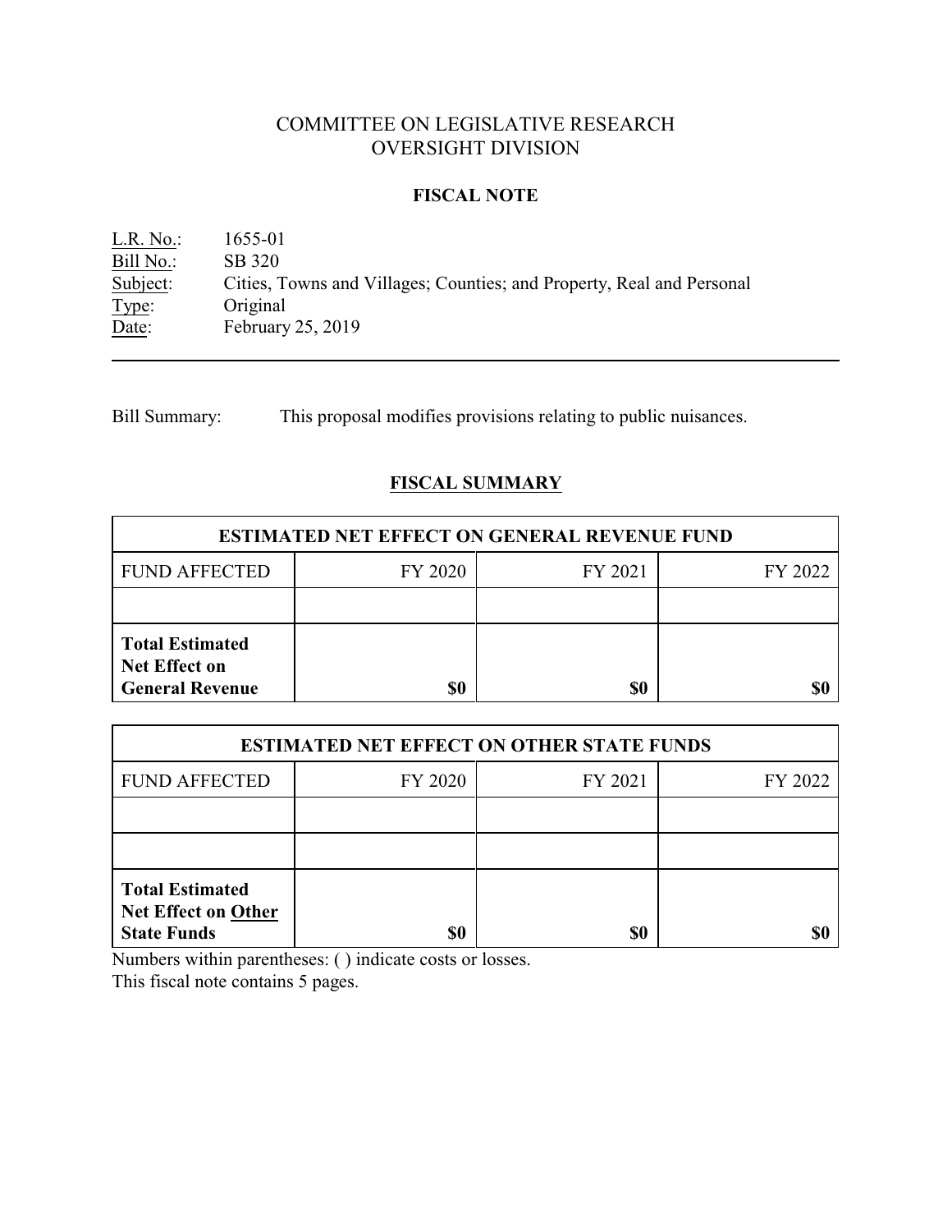# COMMITTEE ON LEGISLATIVE RESEARCH
# OVERSIGHT DIVISION

## FISCAL NOTE

L.R. No.: 1655-01
Bill No.: SB 320
Subject: Cities, Towns and Villages; Counties; and Property, Real and Personal
Type: Original
Date: February 25, 2019

Bill Summary: This proposal modifies provisions relating to public nuisances.

## FISCAL SUMMARY

| ESTIMATED NET EFFECT ON GENERAL REVENUE FUND | | | |
|---|---|---|---|
| FUND AFFECTED | FY 2020 | FY 2021 | FY 2022 |
| | | | |
| **Total Estimated Net Effect on General Revenue** | **$0** | **$0** | **$0** |

| ESTIMATED NET EFFECT ON OTHER STATE FUNDS | | | |
|---|---|---|---|
| FUND AFFECTED | FY 2020 | FY 2021 | FY 2022 |
| | | | |
| | | | |
| **Total Estimated Net Effect on Other State Funds** | **$0** | **$0** | **$0** |

Numbers within parentheses: ( ) indicate costs or losses.
This fiscal note contains 5 pages.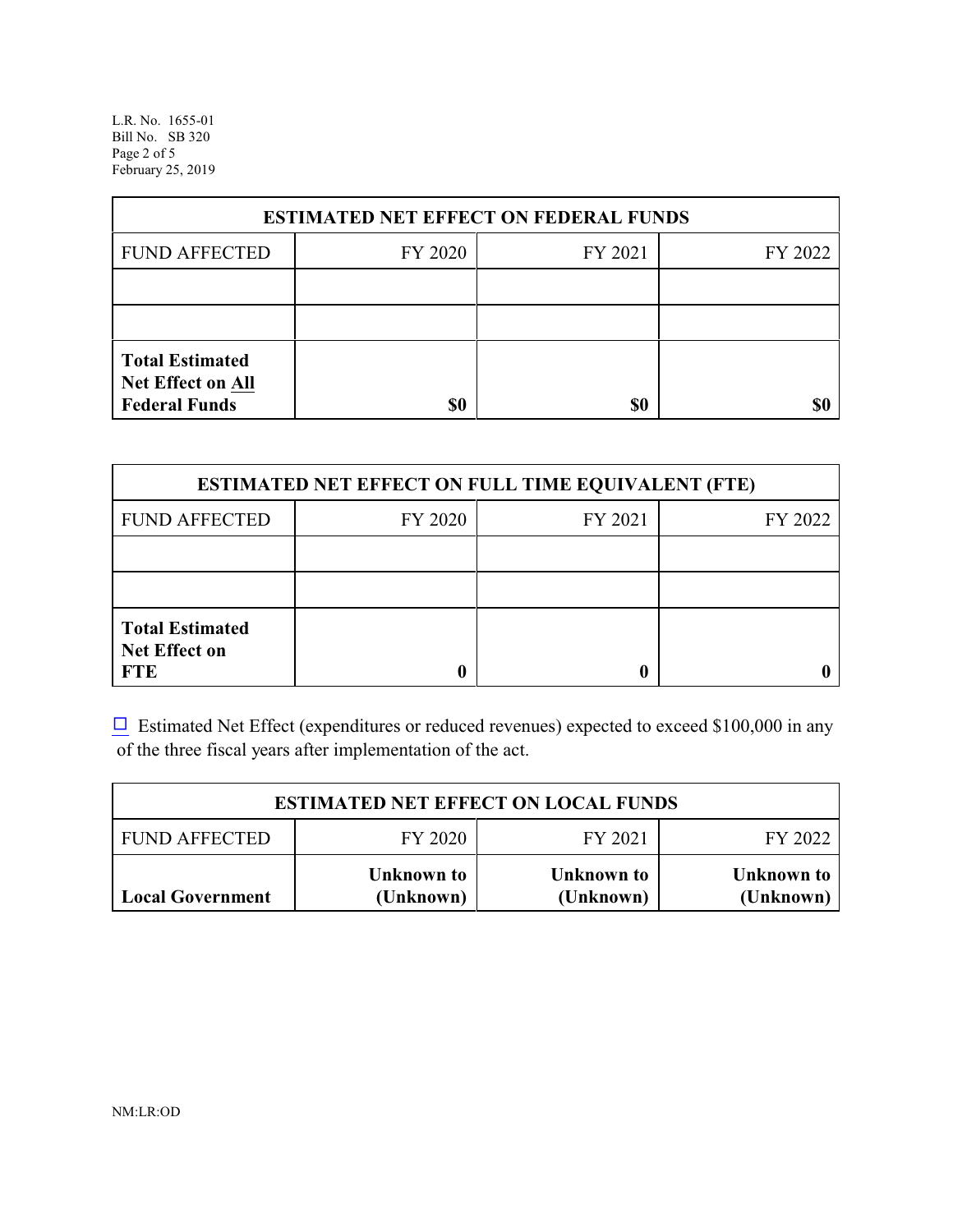| ESTIMATED NET EFFECT ON FEDERAL FUNDS | | | |
|---|---|---|---|
| FUND AFFECTED | FY 2020 | FY 2021 | FY 2022 |
| | | | |
| | | | |
| **Total Estimated Net Effect on All Federal Funds** | **$0** | **$0** | **$0** |

| ESTIMATED NET EFFECT ON FULL TIME EQUIVALENT (FTE) | | | |
|---|---|---|---|
| FUND AFFECTED | FY 2020 | FY 2021 | FY 2022 |
| | | | |
| | | | |
| **Total Estimated Net Effect on FTE** | **0** | **0** | **0** |

☐ Estimated Net Effect (expenditures or reduced revenues) expected to exceed $100,000 in any of the three fiscal years after implementation of the act.

| ESTIMATED NET EFFECT ON LOCAL FUNDS | | | |
|---|---|---|---|
| FUND AFFECTED | FY 2020 | FY 2021 | FY 2022 |
| **Local Government** | **Unknown to (Unknown)** | **Unknown to (Unknown)** | **Unknown to (Unknown)** |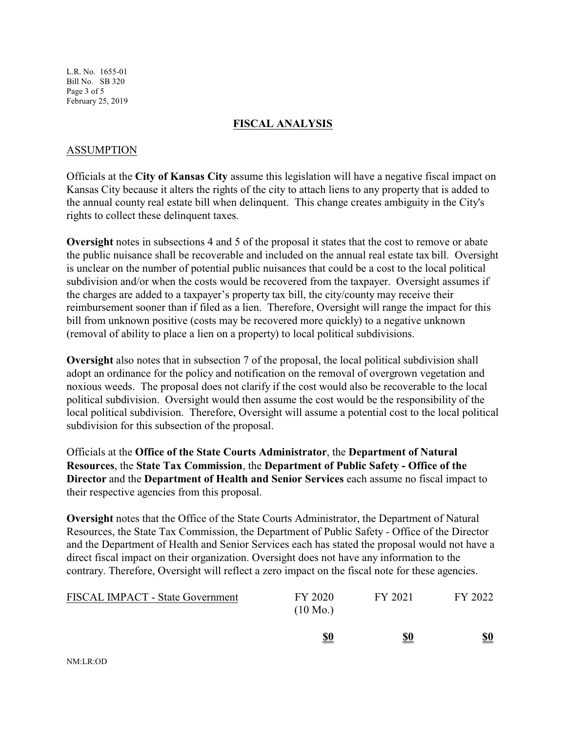## FISCAL ANALYSIS

### ASSUMPTION

Officials at the **City of Kansas City** assume this legislation will have a negative fiscal impact on Kansas City because it alters the rights of the city to attach liens to any property that is added to the annual county real estate bill when delinquent. This change creates ambiguity in the City's rights to collect these delinquent taxes.

**Oversight** notes in subsections 4 and 5 of the proposal it states that the cost to remove or abate the public nuisance shall be recoverable and included on the annual real estate tax bill. Oversight is unclear on the number of potential public nuisances that could be a cost to the local political subdivision and/or when the costs would be recovered from the taxpayer. Oversight assumes if the charges are added to a taxpayer's property tax bill, the city/county may receive their reimbursement sooner than if filed as a lien. Therefore, Oversight will range the impact for this bill from unknown positive (costs may be recovered more quickly) to a negative unknown (removal of ability to place a lien on a property) to local political subdivisions.

**Oversight** also notes that in subsection 7 of the proposal, the local political subdivision shall adopt an ordinance for the policy and notification on the removal of overgrown vegetation and noxious weeds. The proposal does not clarify if the cost would also be recoverable to the local political subdivision. Oversight would then assume the cost would be the responsibility of the local political subdivision. Therefore, Oversight will assume a potential cost to the local political subdivision for this subsection of the proposal.

Officials at the **Office of the State Courts Administrator**, the **Department of Natural Resources**, the **State Tax Commission**, the **Department of Public Safety - Office of the Director** and the **Department of Health and Senior Services** each assume no fiscal impact to their respective agencies from this proposal.

**Oversight** notes that the Office of the State Courts Administrator, the Department of Natural Resources, the State Tax Commission, the Department of Public Safety - Office of the Director and the Department of Health and Senior Services each has stated the proposal would not have a direct fiscal impact on their organization. Oversight does not have any information to the contrary. Therefore, Oversight will reflect a zero impact on the fiscal note for these agencies.

| FISCAL IMPACT - State Government | FY 2020 (10 Mo.) | FY 2021 | FY 2022 |
|---|---|---|---|
| | **$0** | **$0** | **$0** |

NM:LR:OD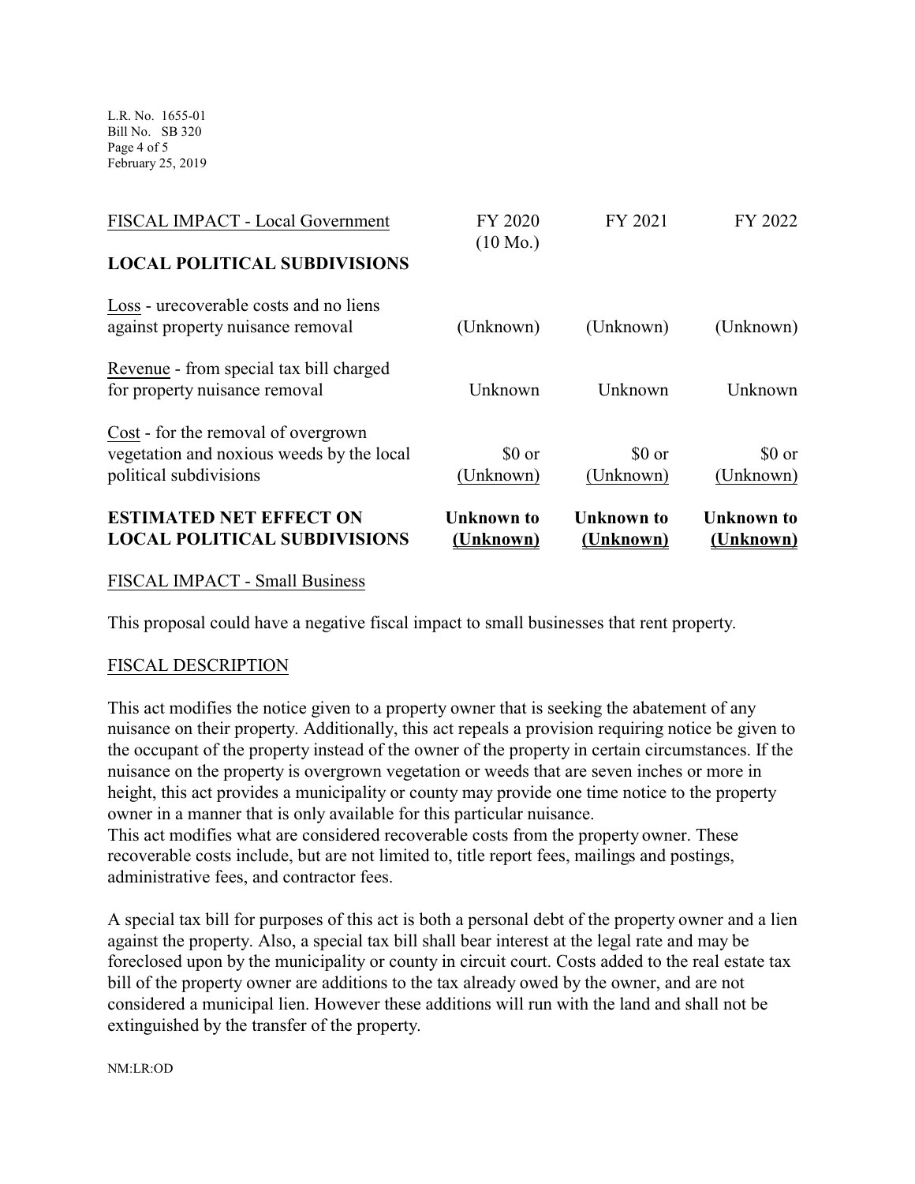| FISCAL IMPACT - Local Government | FY 2020 (10 Mo.) | FY 2021 | FY 2022 |
|---|---|---|---|
| **LOCAL POLITICAL SUBDIVISIONS** | | | |
| Loss - urecoverable costs and no liens against property nuisance removal | (Unknown) | (Unknown) | (Unknown) |
| Revenue - from special tax bill charged for property nuisance removal | Unknown | Unknown | Unknown |
| Cost - for the removal of overgrown vegetation and noxious weeds by the local political subdivisions | $0 or (Unknown) | $0 or (Unknown) | $0 or (Unknown) |
| **ESTIMATED NET EFFECT ON LOCAL POLITICAL SUBDIVISIONS** | **Unknown to (Unknown)** | **Unknown to (Unknown)** | **Unknown to (Unknown)** |

FISCAL IMPACT - Small Business

This proposal could have a negative fiscal impact to small businesses that rent property.

FISCAL DESCRIPTION

This act modifies the notice given to a property owner that is seeking the abatement of any nuisance on their property. Additionally, this act repeals a provision requiring notice be given to the occupant of the property instead of the owner of the property in certain circumstances. If the nuisance on the property is overgrown vegetation or weeds that are seven inches or more in height, this act provides a municipality or county may provide one time notice to the property owner in a manner that is only available for this particular nuisance.

This act modifies what are considered recoverable costs from the property owner. These recoverable costs include, but are not limited to, title report fees, mailings and postings, administrative fees, and contractor fees.

A special tax bill for purposes of this act is both a personal debt of the property owner and a lien against the property. Also, a special tax bill shall bear interest at the legal rate and may be foreclosed upon by the municipality or county in circuit court. Costs added to the real estate tax bill of the property owner are additions to the tax already owed by the owner, and are not considered a municipal lien. However these additions will run with the land and shall not be extinguished by the transfer of the property.

NM:LR:OD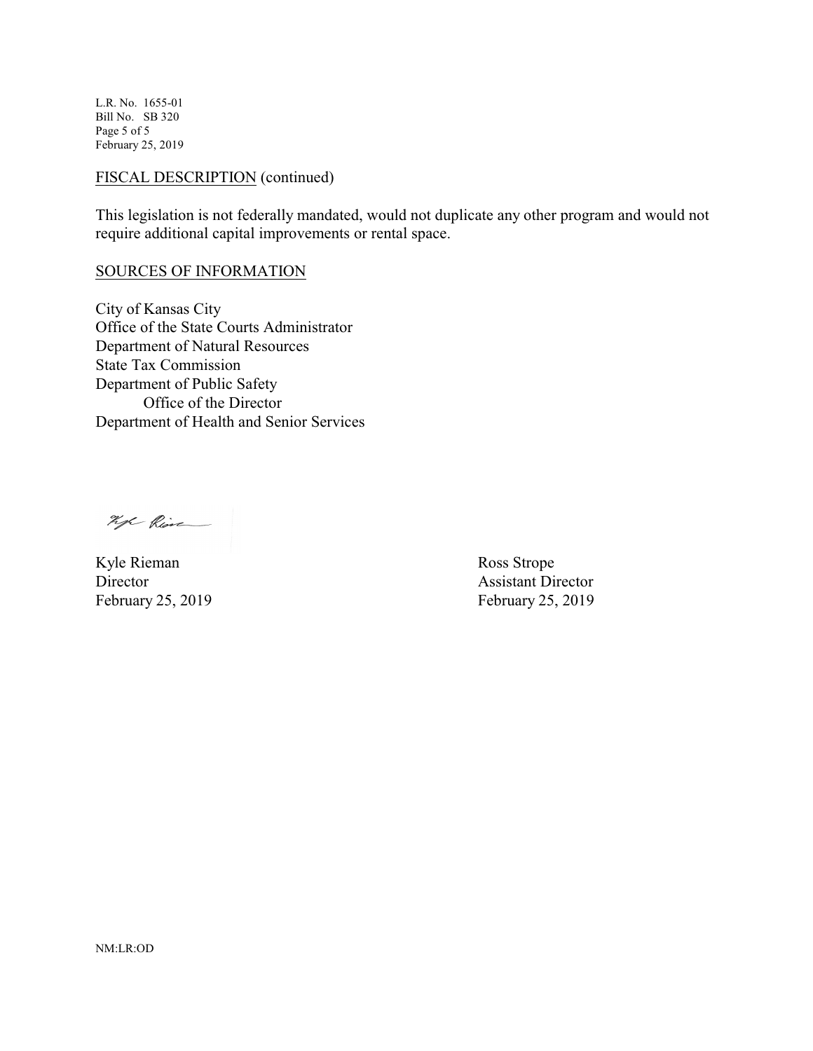FISCAL DESCRIPTION (continued)

This legislation is not federally mandated, would not duplicate any other program and would not require additional capital improvements or rental space.

SOURCES OF INFORMATION

City of Kansas City
Office of the State Courts Administrator
Department of Natural Resources
State Tax Commission
Department of Public Safety
    Office of the Director
Department of Health and Senior Services

| | |
|---|---|
| Kyle Rieman | Ross Strope |
| Director | Assistant Director |
| February 25, 2019 | February 25, 2019 |

NM:LR:OD